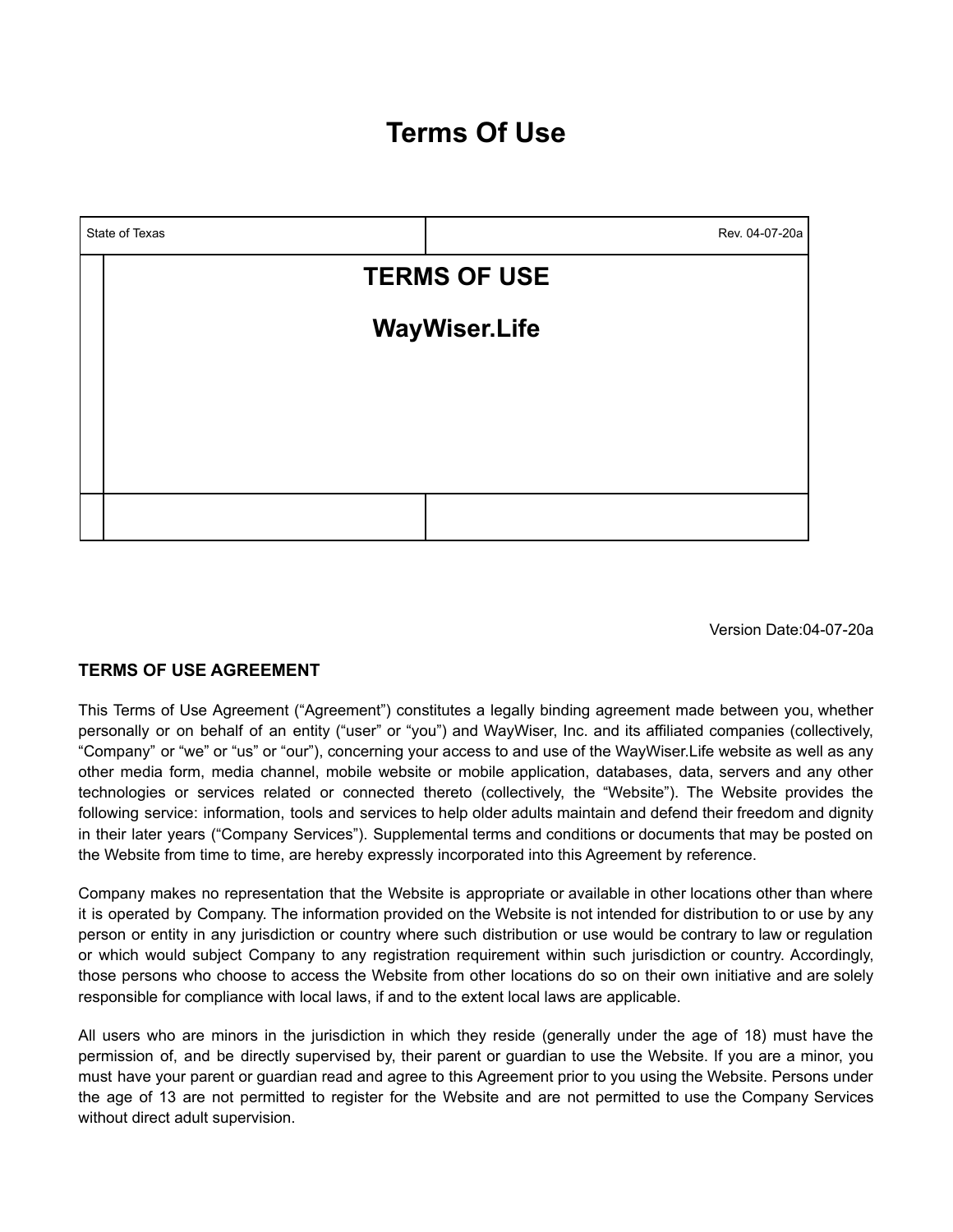# Terms Of Use

| State of Texas | Rev. 04-07-20a |
| --- | --- |
| **TERMS OF USE** **WayWiser.Life** | |
| | |

Version Date:04-07-20a

## TERMS OF USE AGREEMENT

This Terms of Use Agreement ("Agreement") constitutes a legally binding agreement made between you, whether personally or on behalf of an entity ("user" or "you") and WayWiser, Inc. and its affiliated companies (collectively, "Company" or "we" or "us" or "our"), concerning your access to and use of the WayWiser.Life website as well as any other media form, media channel, mobile website or mobile application, databases, data, servers and any other technologies or services related or connected thereto (collectively, the "Website"). The Website provides the following service: information, tools and services to help older adults maintain and defend their freedom and dignity in their later years ("Company Services"). Supplemental terms and conditions or documents that may be posted on the Website from time to time, are hereby expressly incorporated into this Agreement by reference.

Company makes no representation that the Website is appropriate or available in other locations other than where it is operated by Company. The information provided on the Website is not intended for distribution to or use by any person or entity in any jurisdiction or country where such distribution or use would be contrary to law or regulation or which would subject Company to any registration requirement within such jurisdiction or country. Accordingly, those persons who choose to access the Website from other locations do so on their own initiative and are solely responsible for compliance with local laws, if and to the extent local laws are applicable.

All users who are minors in the jurisdiction in which they reside (generally under the age of 18) must have the permission of, and be directly supervised by, their parent or guardian to use the Website. If you are a minor, you must have your parent or guardian read and agree to this Agreement prior to you using the Website. Persons under the age of 13 are not permitted to register for the Website and are not permitted to use the Company Services without direct adult supervision.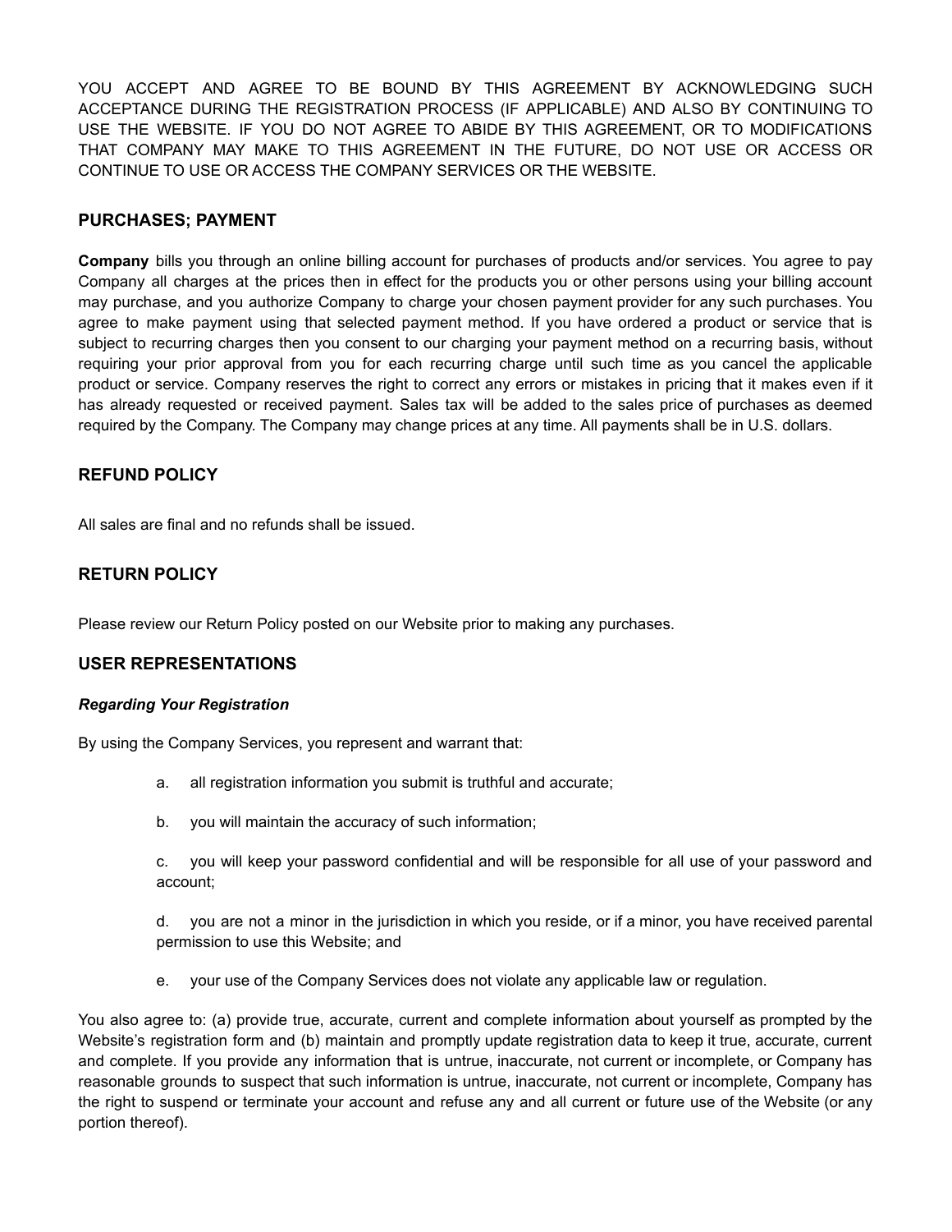YOU ACCEPT AND AGREE TO BE BOUND BY THIS AGREEMENT BY ACKNOWLEDGING SUCH ACCEPTANCE DURING THE REGISTRATION PROCESS (IF APPLICABLE) AND ALSO BY CONTINUING TO USE THE WEBSITE. IF YOU DO NOT AGREE TO ABIDE BY THIS AGREEMENT, OR TO MODIFICATIONS THAT COMPANY MAY MAKE TO THIS AGREEMENT IN THE FUTURE, DO NOT USE OR ACCESS OR CONTINUE TO USE OR ACCESS THE COMPANY SERVICES OR THE WEBSITE.

## PURCHASES; PAYMENT

**Company** bills you through an online billing account for purchases of products and/or services. You agree to pay Company all charges at the prices then in effect for the products you or other persons using your billing account may purchase, and you authorize Company to charge your chosen payment provider for any such purchases. You agree to make payment using that selected payment method. If you have ordered a product or service that is subject to recurring charges then you consent to our charging your payment method on a recurring basis, without requiring your prior approval from you for each recurring charge until such time as you cancel the applicable product or service. Company reserves the right to correct any errors or mistakes in pricing that it makes even if it has already requested or received payment. Sales tax will be added to the sales price of purchases as deemed required by the Company. The Company may change prices at any time. All payments shall be in U.S. dollars.

## REFUND POLICY

All sales are final and no refunds shall be issued.

## RETURN POLICY

Please review our Return Policy posted on our Website prior to making any purchases.

## USER REPRESENTATIONS

### *Regarding Your Registration*

By using the Company Services, you represent and warrant that:

a. all registration information you submit is truthful and accurate;

b. you will maintain the accuracy of such information;

c. you will keep your password confidential and will be responsible for all use of your password and account;

d. you are not a minor in the jurisdiction in which you reside, or if a minor, you have received parental permission to use this Website; and

e. your use of the Company Services does not violate any applicable law or regulation.

You also agree to: (a) provide true, accurate, current and complete information about yourself as prompted by the Website's registration form and (b) maintain and promptly update registration data to keep it true, accurate, current and complete. If you provide any information that is untrue, inaccurate, not current or incomplete, or Company has reasonable grounds to suspect that such information is untrue, inaccurate, not current or incomplete, Company has the right to suspend or terminate your account and refuse any and all current or future use of the Website (or any portion thereof).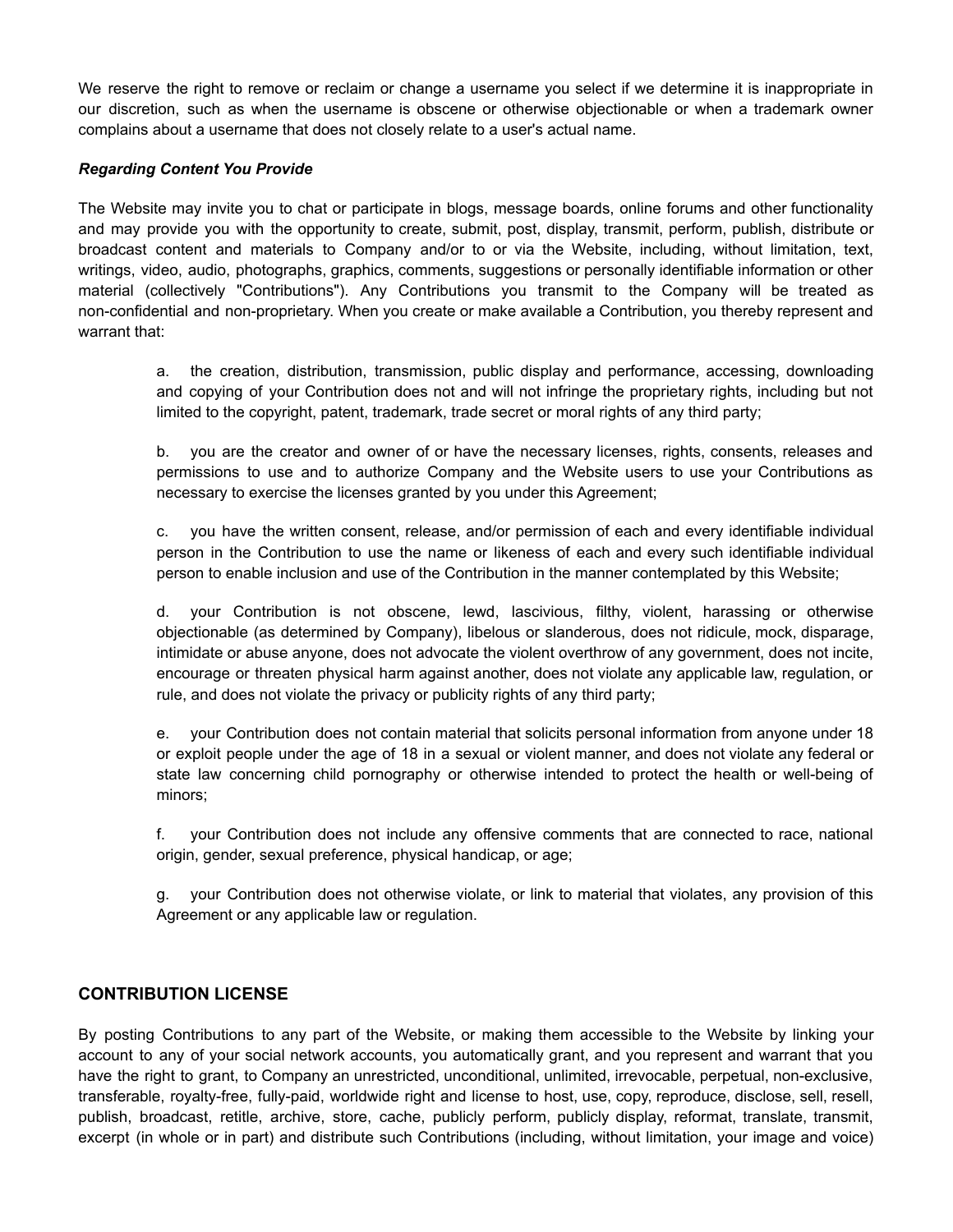We reserve the right to remove or reclaim or change a username you select if we determine it is inappropriate in our discretion, such as when the username is obscene or otherwise objectionable or when a trademark owner complains about a username that does not closely relate to a user's actual name.

***Regarding Content You Provide***

The Website may invite you to chat or participate in blogs, message boards, online forums and other functionality and may provide you with the opportunity to create, submit, post, display, transmit, perform, publish, distribute or broadcast content and materials to Company and/or to or via the Website, including, without limitation, text, writings, video, audio, photographs, graphics, comments, suggestions or personally identifiable information or other material (collectively "Contributions"). Any Contributions you transmit to the Company will be treated as non-confidential and non-proprietary. When you create or make available a Contribution, you thereby represent and warrant that:

a. the creation, distribution, transmission, public display and performance, accessing, downloading and copying of your Contribution does not and will not infringe the proprietary rights, including but not limited to the copyright, patent, trademark, trade secret or moral rights of any third party;

b. you are the creator and owner of or have the necessary licenses, rights, consents, releases and permissions to use and to authorize Company and the Website users to use your Contributions as necessary to exercise the licenses granted by you under this Agreement;

c. you have the written consent, release, and/or permission of each and every identifiable individual person in the Contribution to use the name or likeness of each and every such identifiable individual person to enable inclusion and use of the Contribution in the manner contemplated by this Website;

d. your Contribution is not obscene, lewd, lascivious, filthy, violent, harassing or otherwise objectionable (as determined by Company), libelous or slanderous, does not ridicule, mock, disparage, intimidate or abuse anyone, does not advocate the violent overthrow of any government, does not incite, encourage or threaten physical harm against another, does not violate any applicable law, regulation, or rule, and does not violate the privacy or publicity rights of any third party;

e. your Contribution does not contain material that solicits personal information from anyone under 18 or exploit people under the age of 18 in a sexual or violent manner, and does not violate any federal or state law concerning child pornography or otherwise intended to protect the health or well-being of minors;

f. your Contribution does not include any offensive comments that are connected to race, national origin, gender, sexual preference, physical handicap, or age;

g. your Contribution does not otherwise violate, or link to material that violates, any provision of this Agreement or any applicable law or regulation.

## CONTRIBUTION LICENSE

By posting Contributions to any part of the Website, or making them accessible to the Website by linking your account to any of your social network accounts, you automatically grant, and you represent and warrant that you have the right to grant, to Company an unrestricted, unconditional, unlimited, irrevocable, perpetual, non-exclusive, transferable, royalty-free, fully-paid, worldwide right and license to host, use, copy, reproduce, disclose, sell, resell, publish, broadcast, retitle, archive, store, cache, publicly perform, publicly display, reformat, translate, transmit, excerpt (in whole or in part) and distribute such Contributions (including, without limitation, your image and voice)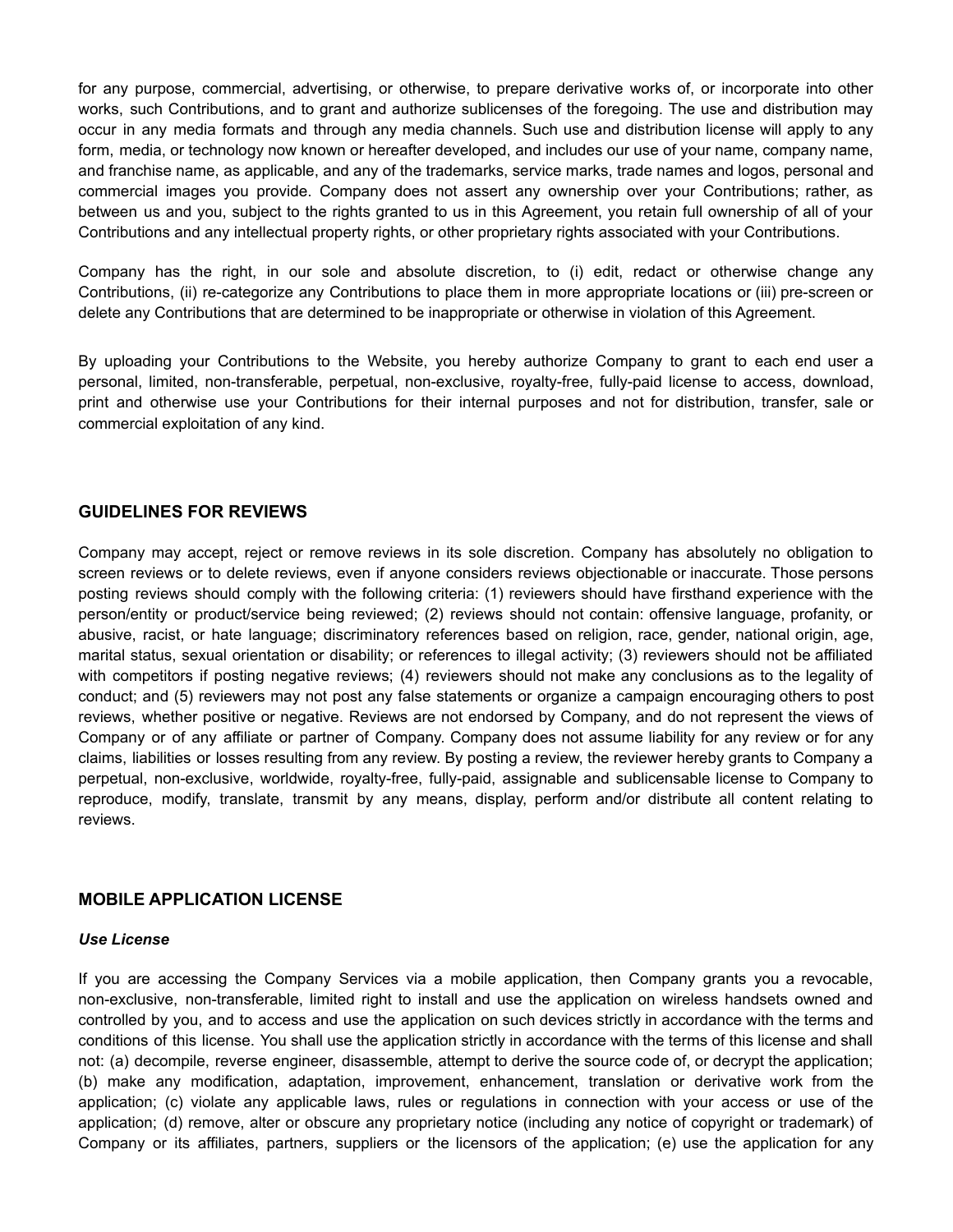for any purpose, commercial, advertising, or otherwise, to prepare derivative works of, or incorporate into other works, such Contributions, and to grant and authorize sublicenses of the foregoing. The use and distribution may occur in any media formats and through any media channels. Such use and distribution license will apply to any form, media, or technology now known or hereafter developed, and includes our use of your name, company name, and franchise name, as applicable, and any of the trademarks, service marks, trade names and logos, personal and commercial images you provide. Company does not assert any ownership over your Contributions; rather, as between us and you, subject to the rights granted to us in this Agreement, you retain full ownership of all of your Contributions and any intellectual property rights, or other proprietary rights associated with your Contributions.

Company has the right, in our sole and absolute discretion, to (i) edit, redact or otherwise change any Contributions, (ii) re-categorize any Contributions to place them in more appropriate locations or (iii) pre-screen or delete any Contributions that are determined to be inappropriate or otherwise in violation of this Agreement.

By uploading your Contributions to the Website, you hereby authorize Company to grant to each end user a personal, limited, non-transferable, perpetual, non-exclusive, royalty-free, fully-paid license to access, download, print and otherwise use your Contributions for their internal purposes and not for distribution, transfer, sale or commercial exploitation of any kind.

## GUIDELINES FOR REVIEWS

Company may accept, reject or remove reviews in its sole discretion. Company has absolutely no obligation to screen reviews or to delete reviews, even if anyone considers reviews objectionable or inaccurate. Those persons posting reviews should comply with the following criteria: (1) reviewers should have firsthand experience with the person/entity or product/service being reviewed; (2) reviews should not contain: offensive language, profanity, or abusive, racist, or hate language; discriminatory references based on religion, race, gender, national origin, age, marital status, sexual orientation or disability; or references to illegal activity; (3) reviewers should not be affiliated with competitors if posting negative reviews; (4) reviewers should not make any conclusions as to the legality of conduct; and (5) reviewers may not post any false statements or organize a campaign encouraging others to post reviews, whether positive or negative. Reviews are not endorsed by Company, and do not represent the views of Company or of any affiliate or partner of Company. Company does not assume liability for any review or for any claims, liabilities or losses resulting from any review. By posting a review, the reviewer hereby grants to Company a perpetual, non-exclusive, worldwide, royalty-free, fully-paid, assignable and sublicensable license to Company to reproduce, modify, translate, transmit by any means, display, perform and/or distribute all content relating to reviews.

## MOBILE APPLICATION LICENSE

***Use License***

If you are accessing the Company Services via a mobile application, then Company grants you a revocable, non-exclusive, non-transferable, limited right to install and use the application on wireless handsets owned and controlled by you, and to access and use the application on such devices strictly in accordance with the terms and conditions of this license. You shall use the application strictly in accordance with the terms of this license and shall not: (a) decompile, reverse engineer, disassemble, attempt to derive the source code of, or decrypt the application; (b) make any modification, adaptation, improvement, enhancement, translation or derivative work from the application; (c) violate any applicable laws, rules or regulations in connection with your access or use of the application; (d) remove, alter or obscure any proprietary notice (including any notice of copyright or trademark) of Company or its affiliates, partners, suppliers or the licensors of the application; (e) use the application for any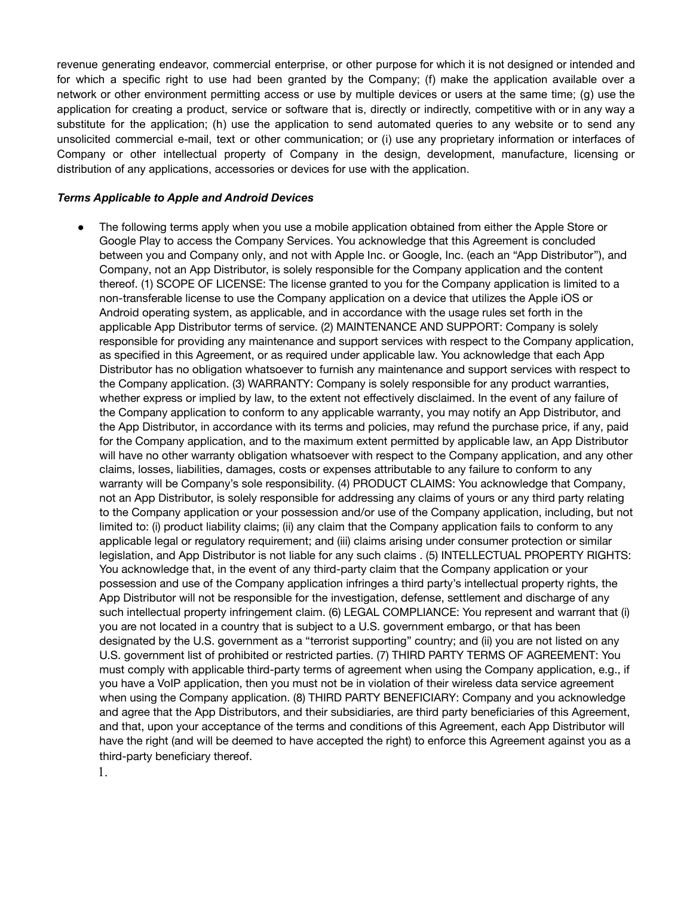revenue generating endeavor, commercial enterprise, or other purpose for which it is not designed or intended and for which a specific right to use had been granted by the Company; (f) make the application available over a network or other environment permitting access or use by multiple devices or users at the same time; (g) use the application for creating a product, service or software that is, directly or indirectly, competitive with or in any way a substitute for the application; (h) use the application to send automated queries to any website or to send any unsolicited commercial e-mail, text or other communication; or (i) use any proprietary information or interfaces of Company or other intellectual property of Company in the design, development, manufacture, licensing or distribution of any applications, accessories or devices for use with the application.

***Terms Applicable to Apple and Android Devices***

- The following terms apply when you use a mobile application obtained from either the Apple Store or Google Play to access the Company Services. You acknowledge that this Agreement is concluded between you and Company only, and not with Apple Inc. or Google, Inc. (each an "App Distributor"), and Company, not an App Distributor, is solely responsible for the Company application and the content thereof. (1) SCOPE OF LICENSE: The license granted to you for the Company application is limited to a non-transferable license to use the Company application on a device that utilizes the Apple iOS or Android operating system, as applicable, and in accordance with the usage rules set forth in the applicable App Distributor terms of service. (2) MAINTENANCE AND SUPPORT: Company is solely responsible for providing any maintenance and support services with respect to the Company application, as specified in this Agreement, or as required under applicable law. You acknowledge that each App Distributor has no obligation whatsoever to furnish any maintenance and support services with respect to the Company application. (3) WARRANTY: Company is solely responsible for any product warranties, whether express or implied by law, to the extent not effectively disclaimed. In the event of any failure of the Company application to conform to any applicable warranty, you may notify an App Distributor, and the App Distributor, in accordance with its terms and policies, may refund the purchase price, if any, paid for the Company application, and to the maximum extent permitted by applicable law, an App Distributor will have no other warranty obligation whatsoever with respect to the Company application, and any other claims, losses, liabilities, damages, costs or expenses attributable to any failure to conform to any warranty will be Company's sole responsibility. (4) PRODUCT CLAIMS: You acknowledge that Company, not an App Distributor, is solely responsible for addressing any claims of yours or any third party relating to the Company application or your possession and/or use of the Company application, including, but not limited to: (i) product liability claims; (ii) any claim that the Company application fails to conform to any applicable legal or regulatory requirement; and (iii) claims arising under consumer protection or similar legislation, and App Distributor is not liable for any such claims . (5) INTELLECTUAL PROPERTY RIGHTS: You acknowledge that, in the event of any third-party claim that the Company application or your possession and use of the Company application infringes a third party's intellectual property rights, the App Distributor will not be responsible for the investigation, defense, settlement and discharge of any such intellectual property infringement claim. (6) LEGAL COMPLIANCE: You represent and warrant that (i) you are not located in a country that is subject to a U.S. government embargo, or that has been designated by the U.S. government as a "terrorist supporting" country; and (ii) you are not listed on any U.S. government list of prohibited or restricted parties. (7) THIRD PARTY TERMS OF AGREEMENT: You must comply with applicable third-party terms of agreement when using the Company application, e.g., if you have a VoIP application, then you must not be in violation of their wireless data service agreement when using the Company application. (8) THIRD PARTY BENEFICIARY: Company and you acknowledge and agree that the App Distributors, and their subsidiaries, are third party beneficiaries of this Agreement, and that, upon your acceptance of the terms and conditions of this Agreement, each App Distributor will have the right (and will be deemed to have accepted the right) to enforce this Agreement against you as a third-party beneficiary thereof.

1.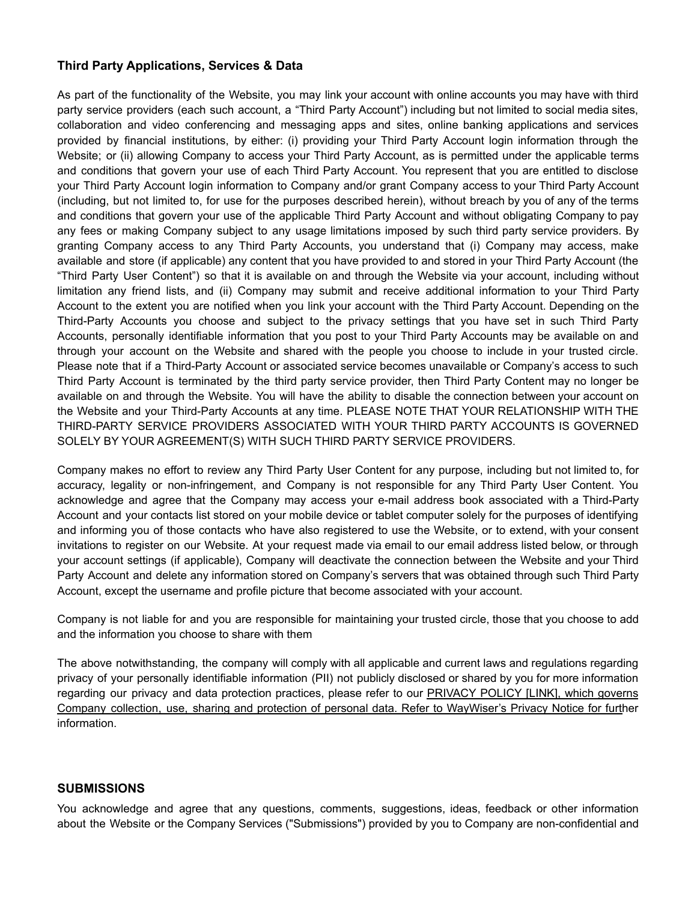### **Third Party Applications, Services & Data**

As part of the functionality of the Website, you may link your account with online accounts you may have with third party service providers (each such account, a "Third Party Account") including but not limited to social media sites, collaboration and video conferencing and messaging apps and sites, online banking applications and services provided by financial institutions, by either: (i) providing your Third Party Account login information through the Website; or (ii) allowing Company to access your Third Party Account, as is permitted under the applicable terms and conditions that govern your use of each Third Party Account. You represent that you are entitled to disclose your Third Party Account login information to Company and/or grant Company access to your Third Party Account (including, but not limited to, for use for the purposes described herein), without breach by you of any of the terms and conditions that govern your use of the applicable Third Party Account and without obligating Company to pay any fees or making Company subject to any usage limitations imposed by such third party service providers. By granting Company access to any Third Party Accounts, you understand that (i) Company may access, make available and store (if applicable) any content that you have provided to and stored in your Third Party Account (the "Third Party User Content") so that it is available on and through the Website via your account, including without limitation any friend lists, and (ii) Company may submit and receive additional information to your Third Party Account to the extent you are notified when you link your account with the Third Party Account. Depending on the Third-Party Accounts you choose and subject to the privacy settings that you have set in such Third Party Accounts, personally identifiable information that you post to your Third Party Accounts may be available on and through your account on the Website and shared with the people you choose to include in your trusted circle. Please note that if a Third-Party Account or associated service becomes unavailable or Company's access to such Third Party Account is terminated by the third party service provider, then Third Party Content may no longer be available on and through the Website. You will have the ability to disable the connection between your account on the Website and your Third-Party Accounts at any time. PLEASE NOTE THAT YOUR RELATIONSHIP WITH THE THIRD-PARTY SERVICE PROVIDERS ASSOCIATED WITH YOUR THIRD PARTY ACCOUNTS IS GOVERNED SOLELY BY YOUR AGREEMENT(S) WITH SUCH THIRD PARTY SERVICE PROVIDERS.

Company makes no effort to review any Third Party User Content for any purpose, including but not limited to, for accuracy, legality or non-infringement, and Company is not responsible for any Third Party User Content. You acknowledge and agree that the Company may access your e-mail address book associated with a Third-Party Account and your contacts list stored on your mobile device or tablet computer solely for the purposes of identifying and informing you of those contacts who have also registered to use the Website, or to extend, with your consent invitations to register on our Website. At your request made via email to our email address listed below, or through your account settings (if applicable), Company will deactivate the connection between the Website and your Third Party Account and delete any information stored on Company's servers that was obtained through such Third Party Account, except the username and profile picture that become associated with your account.

Company is not liable for and you are responsible for maintaining your trusted circle, those that you choose to add and the information you choose to share with them

The above notwithstanding, the company will comply with all applicable and current laws and regulations regarding privacy of your personally identifiable information (PII) not publicly disclosed or shared by you for more information regarding our privacy and data protection practices, please refer to our PRIVACY POLICY [LINK], which governs Company collection, use, sharing and protection of personal data. Refer to WayWiser's Privacy Notice for further information.

### **SUBMISSIONS**

You acknowledge and agree that any questions, comments, suggestions, ideas, feedback or other information about the Website or the Company Services ("Submissions") provided by you to Company are non-confidential and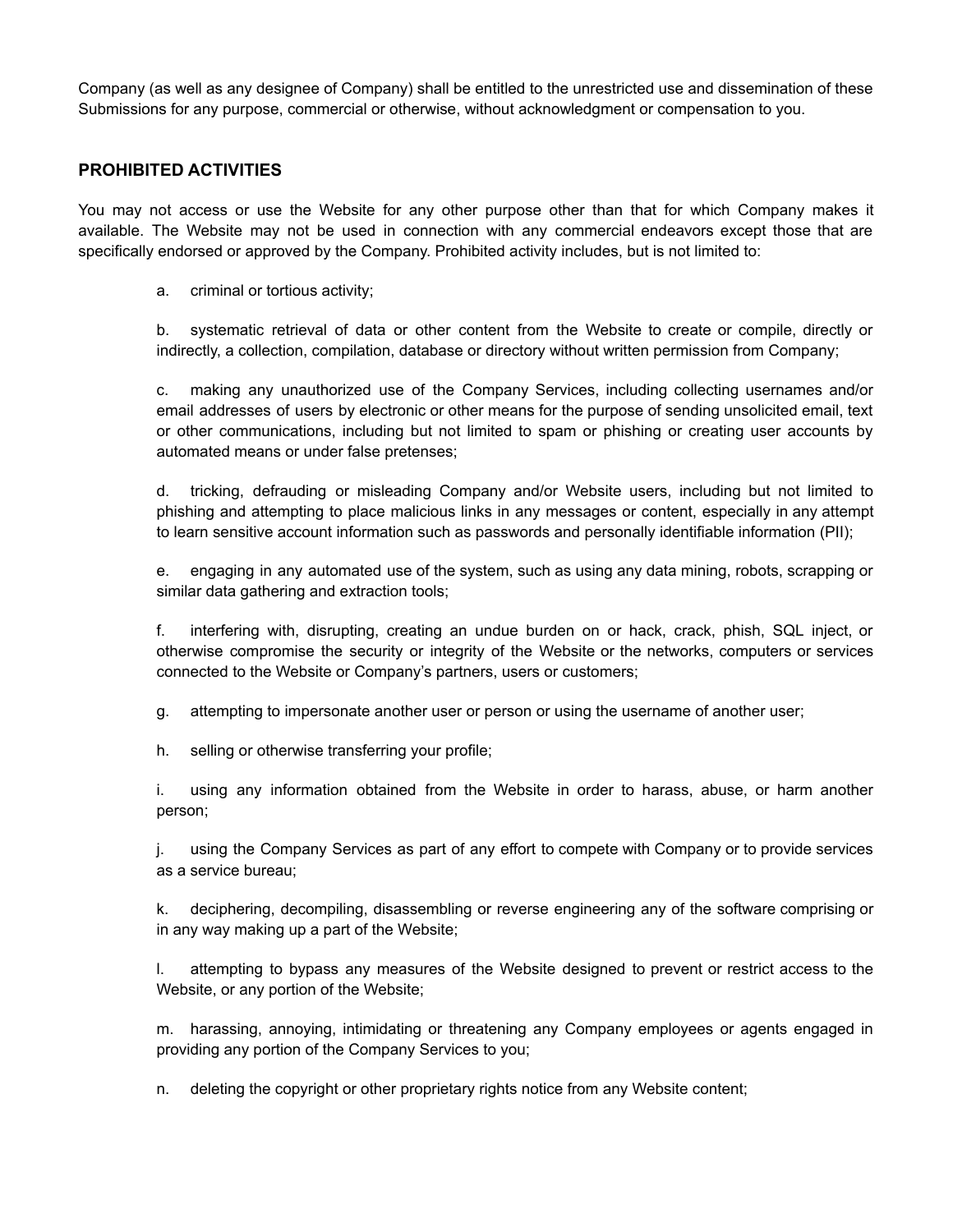Company (as well as any designee of Company) shall be entitled to the unrestricted use and dissemination of these Submissions for any purpose, commercial or otherwise, without acknowledgment or compensation to you.

## PROHIBITED ACTIVITIES

You may not access or use the Website for any other purpose other than that for which Company makes it available. The Website may not be used in connection with any commercial endeavors except those that are specifically endorsed or approved by the Company. Prohibited activity includes, but is not limited to:

a. criminal or tortious activity;

b. systematic retrieval of data or other content from the Website to create or compile, directly or indirectly, a collection, compilation, database or directory without written permission from Company;

c. making any unauthorized use of the Company Services, including collecting usernames and/or email addresses of users by electronic or other means for the purpose of sending unsolicited email, text or other communications, including but not limited to spam or phishing or creating user accounts by automated means or under false pretenses;

d. tricking, defrauding or misleading Company and/or Website users, including but not limited to phishing and attempting to place malicious links in any messages or content, especially in any attempt to learn sensitive account information such as passwords and personally identifiable information (PII);

e. engaging in any automated use of the system, such as using any data mining, robots, scrapping or similar data gathering and extraction tools;

f. interfering with, disrupting, creating an undue burden on or hack, crack, phish, SQL inject, or otherwise compromise the security or integrity of the Website or the networks, computers or services connected to the Website or Company's partners, users or customers;

g. attempting to impersonate another user or person or using the username of another user;

h. selling or otherwise transferring your profile;

i. using any information obtained from the Website in order to harass, abuse, or harm another person;

j. using the Company Services as part of any effort to compete with Company or to provide services as a service bureau;

k. deciphering, decompiling, disassembling or reverse engineering any of the software comprising or in any way making up a part of the Website;

l. attempting to bypass any measures of the Website designed to prevent or restrict access to the Website, or any portion of the Website;

m. harassing, annoying, intimidating or threatening any Company employees or agents engaged in providing any portion of the Company Services to you;

n. deleting the copyright or other proprietary rights notice from any Website content;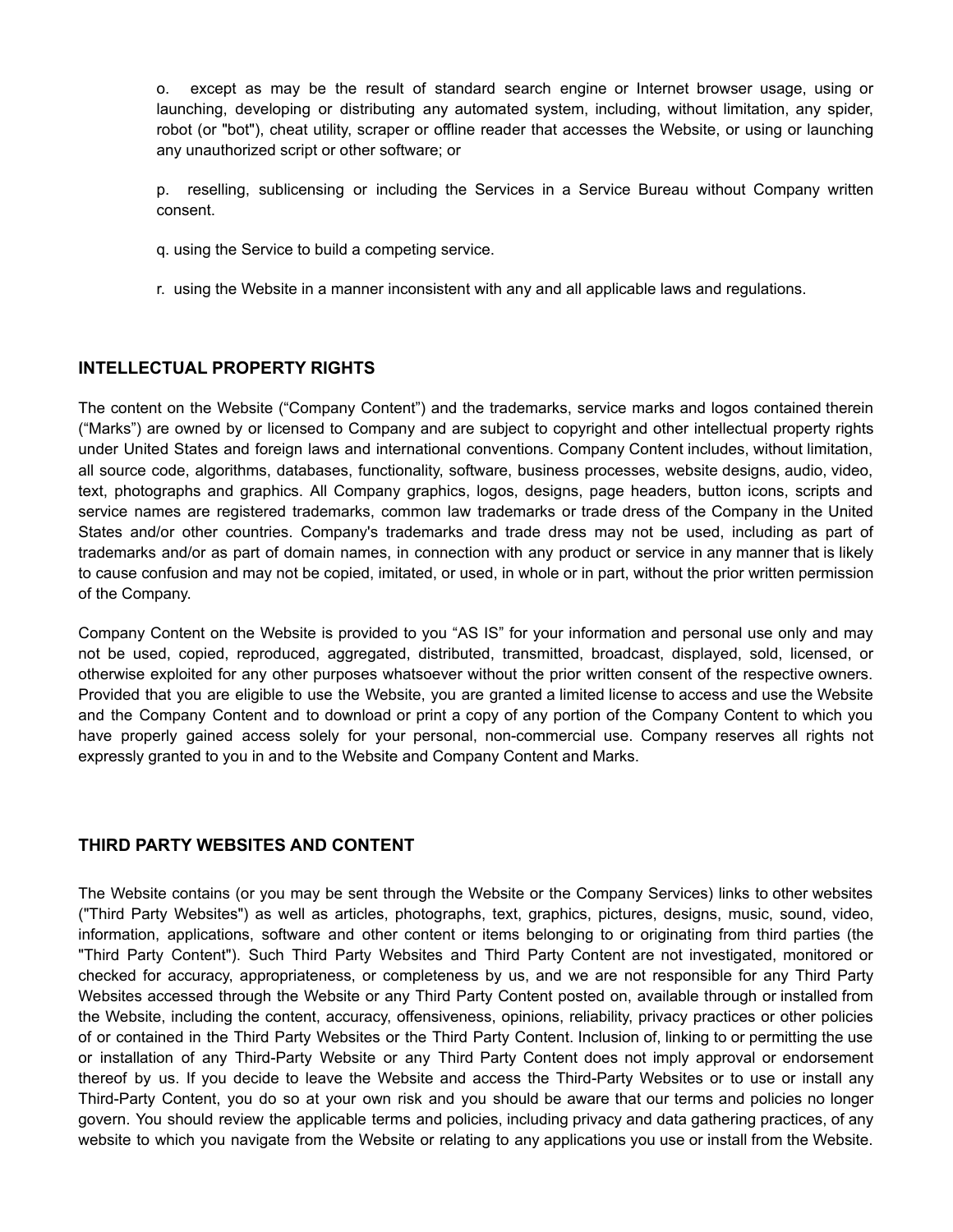o. except as may be the result of standard search engine or Internet browser usage, using or launching, developing or distributing any automated system, including, without limitation, any spider, robot (or "bot"), cheat utility, scraper or offline reader that accesses the Website, or using or launching any unauthorized script or other software; or

p. reselling, sublicensing or including the Services in a Service Bureau without Company written consent.

q. using the Service to build a competing service.

r. using the Website in a manner inconsistent with any and all applicable laws and regulations.

## INTELLECTUAL PROPERTY RIGHTS

The content on the Website (“Company Content”) and the trademarks, service marks and logos contained therein (“Marks”) are owned by or licensed to Company and are subject to copyright and other intellectual property rights under United States and foreign laws and international conventions. Company Content includes, without limitation, all source code, algorithms, databases, functionality, software, business processes, website designs, audio, video, text, photographs and graphics. All Company graphics, logos, designs, page headers, button icons, scripts and service names are registered trademarks, common law trademarks or trade dress of the Company in the United States and/or other countries. Company's trademarks and trade dress may not be used, including as part of trademarks and/or as part of domain names, in connection with any product or service in any manner that is likely to cause confusion and may not be copied, imitated, or used, in whole or in part, without the prior written permission of the Company.

Company Content on the Website is provided to you “AS IS” for your information and personal use only and may not be used, copied, reproduced, aggregated, distributed, transmitted, broadcast, displayed, sold, licensed, or otherwise exploited for any other purposes whatsoever without the prior written consent of the respective owners. Provided that you are eligible to use the Website, you are granted a limited license to access and use the Website and the Company Content and to download or print a copy of any portion of the Company Content to which you have properly gained access solely for your personal, non-commercial use. Company reserves all rights not expressly granted to you in and to the Website and Company Content and Marks.

## THIRD PARTY WEBSITES AND CONTENT

The Website contains (or you may be sent through the Website or the Company Services) links to other websites ("Third Party Websites") as well as articles, photographs, text, graphics, pictures, designs, music, sound, video, information, applications, software and other content or items belonging to or originating from third parties (the "Third Party Content"). Such Third Party Websites and Third Party Content are not investigated, monitored or checked for accuracy, appropriateness, or completeness by us, and we are not responsible for any Third Party Websites accessed through the Website or any Third Party Content posted on, available through or installed from the Website, including the content, accuracy, offensiveness, opinions, reliability, privacy practices or other policies of or contained in the Third Party Websites or the Third Party Content. Inclusion of, linking to or permitting the use or installation of any Third-Party Website or any Third Party Content does not imply approval or endorsement thereof by us. If you decide to leave the Website and access the Third-Party Websites or to use or install any Third-Party Content, you do so at your own risk and you should be aware that our terms and policies no longer govern. You should review the applicable terms and policies, including privacy and data gathering practices, of any website to which you navigate from the Website or relating to any applications you use or install from the Website.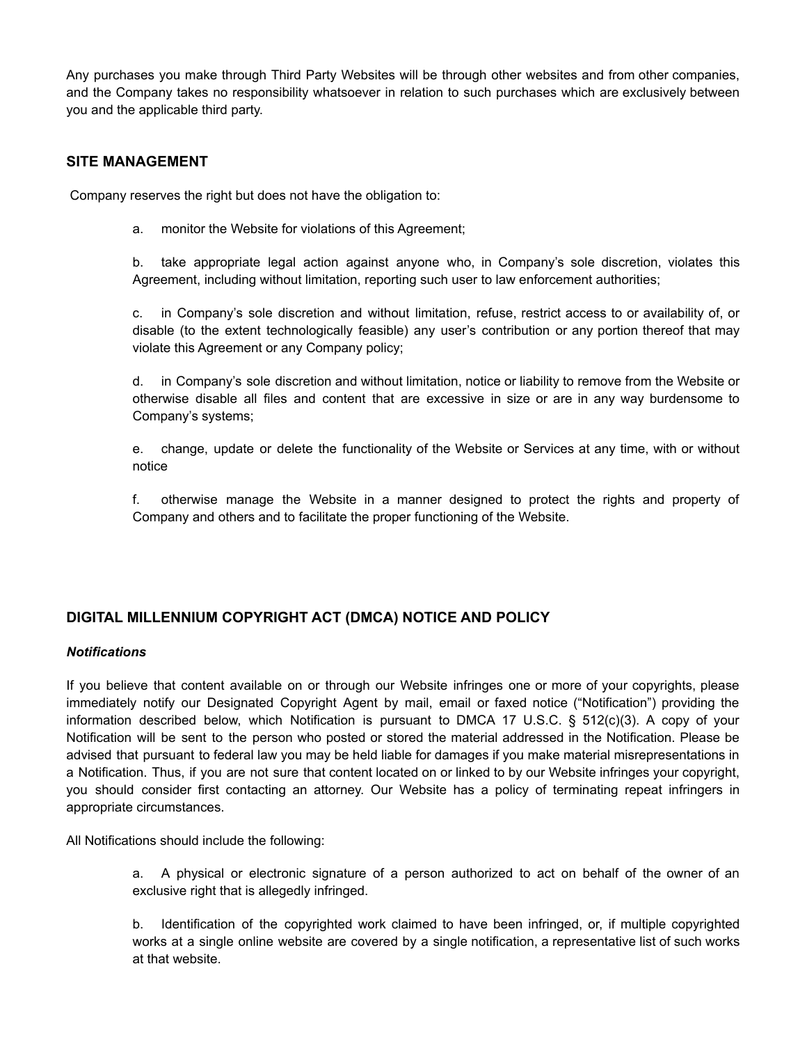Any purchases you make through Third Party Websites will be through other websites and from other companies, and the Company takes no responsibility whatsoever in relation to such purchases which are exclusively between you and the applicable third party.

## SITE MANAGEMENT

Company reserves the right but does not have the obligation to:

a. monitor the Website for violations of this Agreement;

b. take appropriate legal action against anyone who, in Company's sole discretion, violates this Agreement, including without limitation, reporting such user to law enforcement authorities;

c. in Company's sole discretion and without limitation, refuse, restrict access to or availability of, or disable (to the extent technologically feasible) any user's contribution or any portion thereof that may violate this Agreement or any Company policy;

d. in Company's sole discretion and without limitation, notice or liability to remove from the Website or otherwise disable all files and content that are excessive in size or are in any way burdensome to Company's systems;

e. change, update or delete the functionality of the Website or Services at any time, with or without notice

f. otherwise manage the Website in a manner designed to protect the rights and property of Company and others and to facilitate the proper functioning of the Website.

## DIGITAL MILLENNIUM COPYRIGHT ACT (DMCA) NOTICE AND POLICY

### *Notifications*

If you believe that content available on or through our Website infringes one or more of your copyrights, please immediately notify our Designated Copyright Agent by mail, email or faxed notice ("Notification") providing the information described below, which Notification is pursuant to DMCA 17 U.S.C. § 512(c)(3). A copy of your Notification will be sent to the person who posted or stored the material addressed in the Notification. Please be advised that pursuant to federal law you may be held liable for damages if you make material misrepresentations in a Notification. Thus, if you are not sure that content located on or linked to by our Website infringes your copyright, you should consider first contacting an attorney. Our Website has a policy of terminating repeat infringers in appropriate circumstances.

All Notifications should include the following:

a. A physical or electronic signature of a person authorized to act on behalf of the owner of an exclusive right that is allegedly infringed.

b. Identification of the copyrighted work claimed to have been infringed, or, if multiple copyrighted works at a single online website are covered by a single notification, a representative list of such works at that website.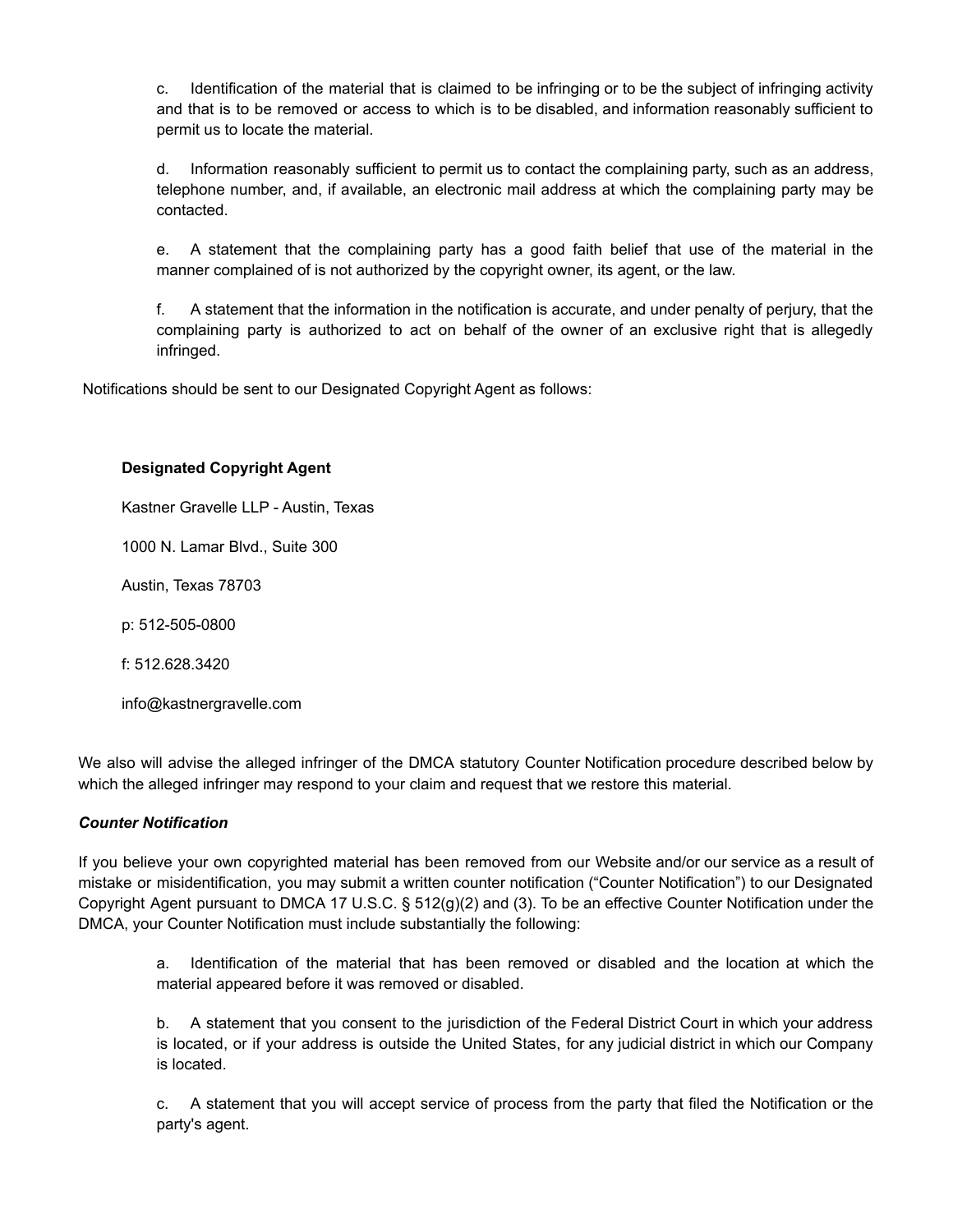c. Identification of the material that is claimed to be infringing or to be the subject of infringing activity and that is to be removed or access to which is to be disabled, and information reasonably sufficient to permit us to locate the material.

d. Information reasonably sufficient to permit us to contact the complaining party, such as an address, telephone number, and, if available, an electronic mail address at which the complaining party may be contacted.

e. A statement that the complaining party has a good faith belief that use of the material in the manner complained of is not authorized by the copyright owner, its agent, or the law.

f. A statement that the information in the notification is accurate, and under penalty of perjury, that the complaining party is authorized to act on behalf of the owner of an exclusive right that is allegedly infringed.

Notifications should be sent to our Designated Copyright Agent as follows:

**Designated Copyright Agent**

Kastner Gravelle LLP - Austin, Texas

1000 N. Lamar Blvd., Suite 300

Austin, Texas 78703

p: 512-505-0800

f: 512.628.3420

info@kastnergravelle.com

We also will advise the alleged infringer of the DMCA statutory Counter Notification procedure described below by which the alleged infringer may respond to your claim and request that we restore this material.

***Counter Notification***

If you believe your own copyrighted material has been removed from our Website and/or our service as a result of mistake or misidentification, you may submit a written counter notification ("Counter Notification") to our Designated Copyright Agent pursuant to DMCA 17 U.S.C. § 512(g)(2) and (3). To be an effective Counter Notification under the DMCA, your Counter Notification must include substantially the following:

a. Identification of the material that has been removed or disabled and the location at which the material appeared before it was removed or disabled.

b. A statement that you consent to the jurisdiction of the Federal District Court in which your address is located, or if your address is outside the United States, for any judicial district in which our Company is located.

c. A statement that you will accept service of process from the party that filed the Notification or the party's agent.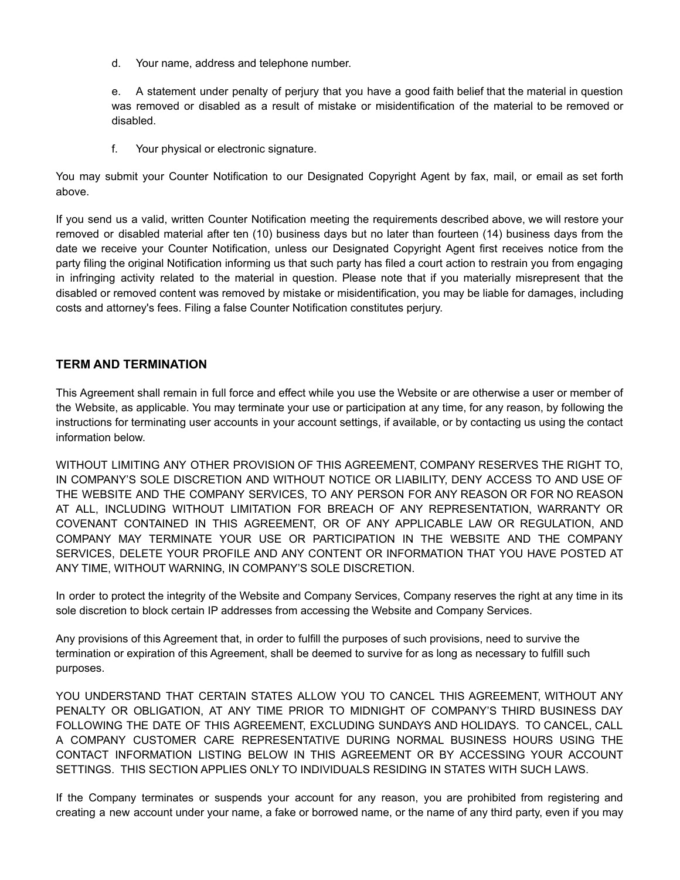d. Your name, address and telephone number.

e. A statement under penalty of perjury that you have a good faith belief that the material in question was removed or disabled as a result of mistake or misidentification of the material to be removed or disabled.

f. Your physical or electronic signature.

You may submit your Counter Notification to our Designated Copyright Agent by fax, mail, or email as set forth above.

If you send us a valid, written Counter Notification meeting the requirements described above, we will restore your removed or disabled material after ten (10) business days but no later than fourteen (14) business days from the date we receive your Counter Notification, unless our Designated Copyright Agent first receives notice from the party filing the original Notification informing us that such party has filed a court action to restrain you from engaging in infringing activity related to the material in question. Please note that if you materially misrepresent that the disabled or removed content was removed by mistake or misidentification, you may be liable for damages, including costs and attorney's fees. Filing a false Counter Notification constitutes perjury.

## TERM AND TERMINATION

This Agreement shall remain in full force and effect while you use the Website or are otherwise a user or member of the Website, as applicable. You may terminate your use or participation at any time, for any reason, by following the instructions for terminating user accounts in your account settings, if available, or by contacting us using the contact information below.

WITHOUT LIMITING ANY OTHER PROVISION OF THIS AGREEMENT, COMPANY RESERVES THE RIGHT TO, IN COMPANY'S SOLE DISCRETION AND WITHOUT NOTICE OR LIABILITY, DENY ACCESS TO AND USE OF THE WEBSITE AND THE COMPANY SERVICES, TO ANY PERSON FOR ANY REASON OR FOR NO REASON AT ALL, INCLUDING WITHOUT LIMITATION FOR BREACH OF ANY REPRESENTATION, WARRANTY OR COVENANT CONTAINED IN THIS AGREEMENT, OR OF ANY APPLICABLE LAW OR REGULATION, AND COMPANY MAY TERMINATE YOUR USE OR PARTICIPATION IN THE WEBSITE AND THE COMPANY SERVICES, DELETE YOUR PROFILE AND ANY CONTENT OR INFORMATION THAT YOU HAVE POSTED AT ANY TIME, WITHOUT WARNING, IN COMPANY'S SOLE DISCRETION.

In order to protect the integrity of the Website and Company Services, Company reserves the right at any time in its sole discretion to block certain IP addresses from accessing the Website and Company Services.

Any provisions of this Agreement that, in order to fulfill the purposes of such provisions, need to survive the termination or expiration of this Agreement, shall be deemed to survive for as long as necessary to fulfill such purposes.

YOU UNDERSTAND THAT CERTAIN STATES ALLOW YOU TO CANCEL THIS AGREEMENT, WITHOUT ANY PENALTY OR OBLIGATION, AT ANY TIME PRIOR TO MIDNIGHT OF COMPANY'S THIRD BUSINESS DAY FOLLOWING THE DATE OF THIS AGREEMENT, EXCLUDING SUNDAYS AND HOLIDAYS. TO CANCEL, CALL A COMPANY CUSTOMER CARE REPRESENTATIVE DURING NORMAL BUSINESS HOURS USING THE CONTACT INFORMATION LISTING BELOW IN THIS AGREEMENT OR BY ACCESSING YOUR ACCOUNT SETTINGS. THIS SECTION APPLIES ONLY TO INDIVIDUALS RESIDING IN STATES WITH SUCH LAWS.

If the Company terminates or suspends your account for any reason, you are prohibited from registering and creating a new account under your name, a fake or borrowed name, or the name of any third party, even if you may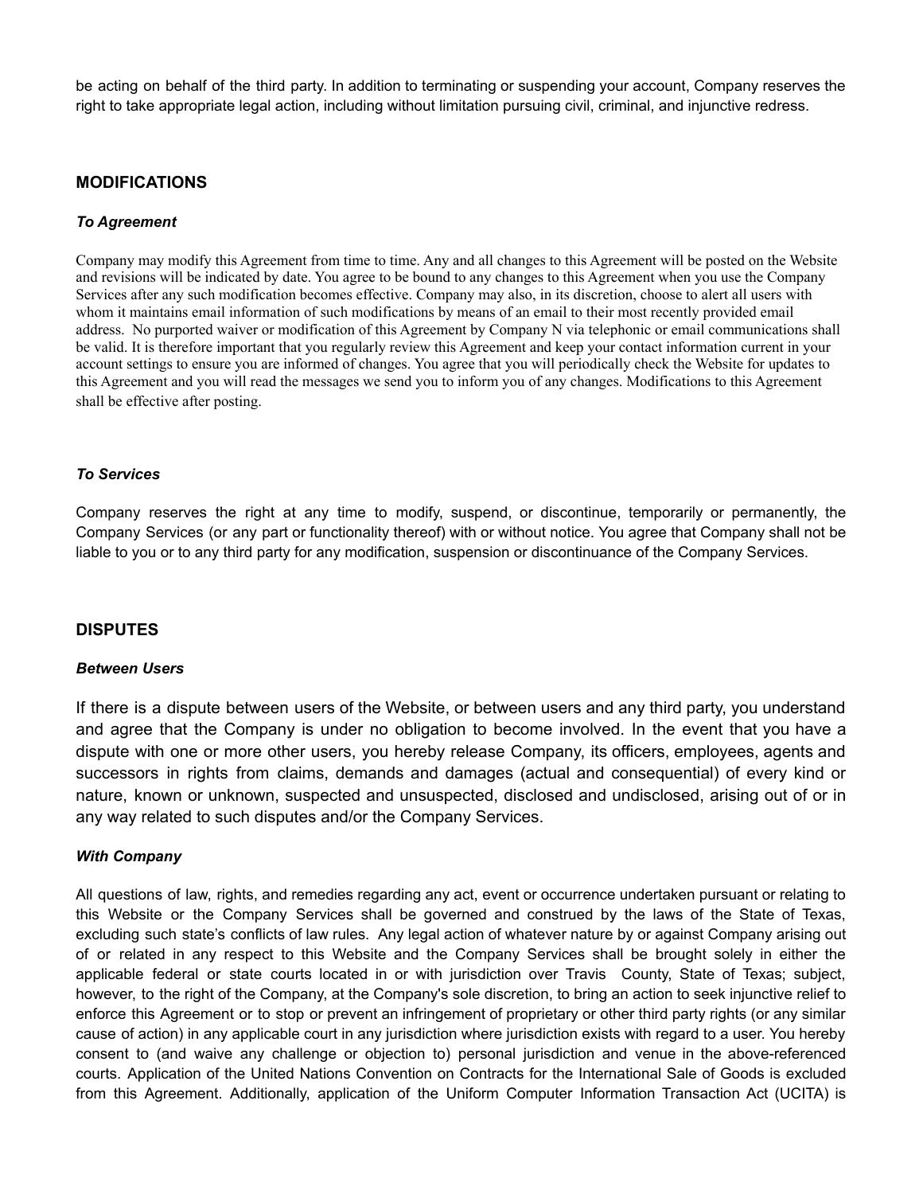be acting on behalf of the third party. In addition to terminating or suspending your account, Company reserves the right to take appropriate legal action, including without limitation pursuing civil, criminal, and injunctive redress.

## MODIFICATIONS

### *To Agreement*

Company may modify this Agreement from time to time. Any and all changes to this Agreement will be posted on the Website and revisions will be indicated by date. You agree to be bound to any changes to this Agreement when you use the Company Services after any such modification becomes effective. Company may also, in its discretion, choose to alert all users with whom it maintains email information of such modifications by means of an email to their most recently provided email address. No purported waiver or modification of this Agreement by Company N via telephonic or email communications shall be valid. It is therefore important that you regularly review this Agreement and keep your contact information current in your account settings to ensure you are informed of changes. You agree that you will periodically check the Website for updates to this Agreement and you will read the messages we send you to inform you of any changes. Modifications to this Agreement shall be effective after posting.

### *To Services*

Company reserves the right at any time to modify, suspend, or discontinue, temporarily or permanently, the Company Services (or any part or functionality thereof) with or without notice. You agree that Company shall not be liable to you or to any third party for any modification, suspension or discontinuance of the Company Services.

## DISPUTES

### *Between Users*

If there is a dispute between users of the Website, or between users and any third party, you understand and agree that the Company is under no obligation to become involved. In the event that you have a dispute with one or more other users, you hereby release Company, its officers, employees, agents and successors in rights from claims, demands and damages (actual and consequential) of every kind or nature, known or unknown, suspected and unsuspected, disclosed and undisclosed, arising out of or in any way related to such disputes and/or the Company Services.

### *With Company*

All questions of law, rights, and remedies regarding any act, event or occurrence undertaken pursuant or relating to this Website or the Company Services shall be governed and construed by the laws of the State of Texas, excluding such state's conflicts of law rules. Any legal action of whatever nature by or against Company arising out of or related in any respect to this Website and the Company Services shall be brought solely in either the applicable federal or state courts located in or with jurisdiction over Travis County, State of Texas; subject, however, to the right of the Company, at the Company's sole discretion, to bring an action to seek injunctive relief to enforce this Agreement or to stop or prevent an infringement of proprietary or other third party rights (or any similar cause of action) in any applicable court in any jurisdiction where jurisdiction exists with regard to a user. You hereby consent to (and waive any challenge or objection to) personal jurisdiction and venue in the above-referenced courts. Application of the United Nations Convention on Contracts for the International Sale of Goods is excluded from this Agreement. Additionally, application of the Uniform Computer Information Transaction Act (UCITA) is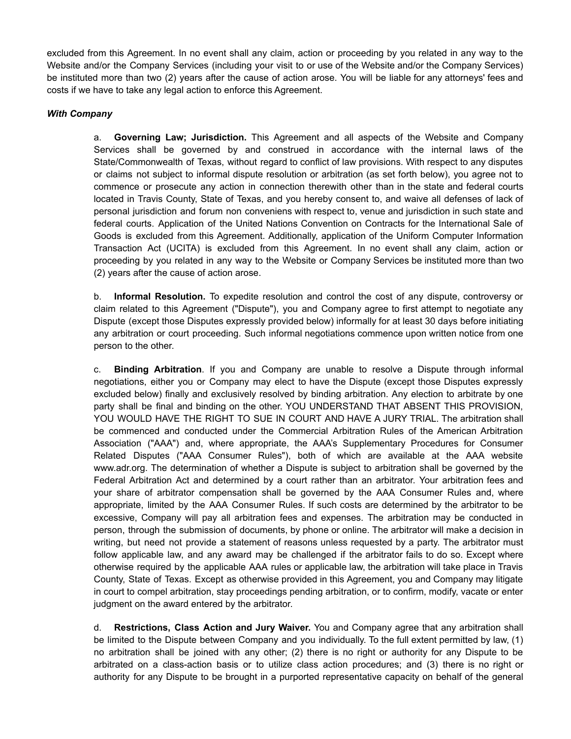excluded from this Agreement. In no event shall any claim, action or proceeding by you related in any way to the Website and/or the Company Services (including your visit to or use of the Website and/or the Company Services) be instituted more than two (2) years after the cause of action arose. You will be liable for any attorneys' fees and costs if we have to take any legal action to enforce this Agreement.

***With Company***

a. **Governing Law; Jurisdiction.** This Agreement and all aspects of the Website and Company Services shall be governed by and construed in accordance with the internal laws of the State/Commonwealth of Texas, without regard to conflict of law provisions. With respect to any disputes or claims not subject to informal dispute resolution or arbitration (as set forth below), you agree not to commence or prosecute any action in connection therewith other than in the state and federal courts located in Travis County, State of Texas, and you hereby consent to, and waive all defenses of lack of personal jurisdiction and forum non conveniens with respect to, venue and jurisdiction in such state and federal courts. Application of the United Nations Convention on Contracts for the International Sale of Goods is excluded from this Agreement. Additionally, application of the Uniform Computer Information Transaction Act (UCITA) is excluded from this Agreement. In no event shall any claim, action or proceeding by you related in any way to the Website or Company Services be instituted more than two (2) years after the cause of action arose.

b. **Informal Resolution.** To expedite resolution and control the cost of any dispute, controversy or claim related to this Agreement ("Dispute"), you and Company agree to first attempt to negotiate any Dispute (except those Disputes expressly provided below) informally for at least 30 days before initiating any arbitration or court proceeding. Such informal negotiations commence upon written notice from one person to the other.

c. **Binding Arbitration**. If you and Company are unable to resolve a Dispute through informal negotiations, either you or Company may elect to have the Dispute (except those Disputes expressly excluded below) finally and exclusively resolved by binding arbitration. Any election to arbitrate by one party shall be final and binding on the other. YOU UNDERSTAND THAT ABSENT THIS PROVISION, YOU WOULD HAVE THE RIGHT TO SUE IN COURT AND HAVE A JURY TRIAL. The arbitration shall be commenced and conducted under the Commercial Arbitration Rules of the American Arbitration Association ("AAA") and, where appropriate, the AAA's Supplementary Procedures for Consumer Related Disputes ("AAA Consumer Rules"), both of which are available at the AAA website www.adr.org. The determination of whether a Dispute is subject to arbitration shall be governed by the Federal Arbitration Act and determined by a court rather than an arbitrator. Your arbitration fees and your share of arbitrator compensation shall be governed by the AAA Consumer Rules and, where appropriate, limited by the AAA Consumer Rules. If such costs are determined by the arbitrator to be excessive, Company will pay all arbitration fees and expenses. The arbitration may be conducted in person, through the submission of documents, by phone or online. The arbitrator will make a decision in writing, but need not provide a statement of reasons unless requested by a party. The arbitrator must follow applicable law, and any award may be challenged if the arbitrator fails to do so. Except where otherwise required by the applicable AAA rules or applicable law, the arbitration will take place in Travis County, State of Texas. Except as otherwise provided in this Agreement, you and Company may litigate in court to compel arbitration, stay proceedings pending arbitration, or to confirm, modify, vacate or enter judgment on the award entered by the arbitrator.

d. **Restrictions, Class Action and Jury Waiver.** You and Company agree that any arbitration shall be limited to the Dispute between Company and you individually. To the full extent permitted by law, (1) no arbitration shall be joined with any other; (2) there is no right or authority for any Dispute to be arbitrated on a class-action basis or to utilize class action procedures; and (3) there is no right or authority for any Dispute to be brought in a purported representative capacity on behalf of the general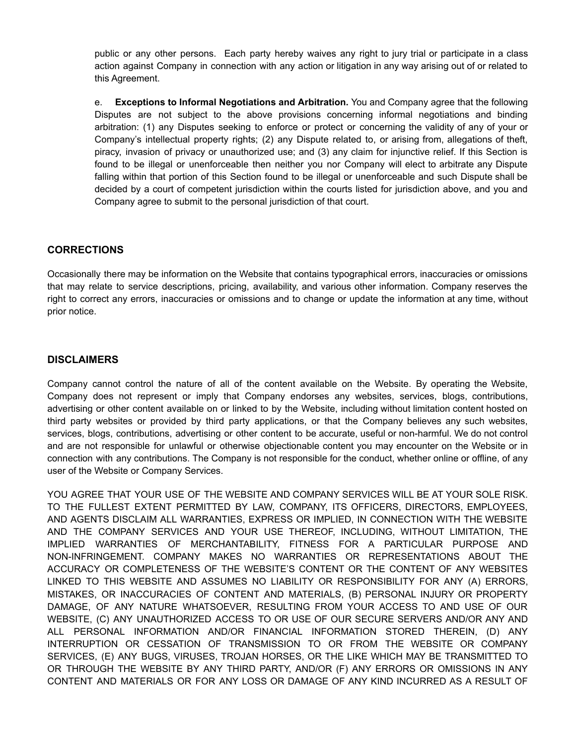public or any other persons. Each party hereby waives any right to jury trial or participate in a class action against Company in connection with any action or litigation in any way arising out of or related to this Agreement.

e. **Exceptions to Informal Negotiations and Arbitration.** You and Company agree that the following Disputes are not subject to the above provisions concerning informal negotiations and binding arbitration: (1) any Disputes seeking to enforce or protect or concerning the validity of any of your or Company's intellectual property rights; (2) any Dispute related to, or arising from, allegations of theft, piracy, invasion of privacy or unauthorized use; and (3) any claim for injunctive relief. If this Section is found to be illegal or unenforceable then neither you nor Company will elect to arbitrate any Dispute falling within that portion of this Section found to be illegal or unenforceable and such Dispute shall be decided by a court of competent jurisdiction within the courts listed for jurisdiction above, and you and Company agree to submit to the personal jurisdiction of that court.

## CORRECTIONS

Occasionally there may be information on the Website that contains typographical errors, inaccuracies or omissions that may relate to service descriptions, pricing, availability, and various other information. Company reserves the right to correct any errors, inaccuracies or omissions and to change or update the information at any time, without prior notice.

## DISCLAIMERS

Company cannot control the nature of all of the content available on the Website. By operating the Website, Company does not represent or imply that Company endorses any websites, services, blogs, contributions, advertising or other content available on or linked to by the Website, including without limitation content hosted on third party websites or provided by third party applications, or that the Company believes any such websites, services, blogs, contributions, advertising or other content to be accurate, useful or non-harmful. We do not control and are not responsible for unlawful or otherwise objectionable content you may encounter on the Website or in connection with any contributions. The Company is not responsible for the conduct, whether online or offline, of any user of the Website or Company Services.

YOU AGREE THAT YOUR USE OF THE WEBSITE AND COMPANY SERVICES WILL BE AT YOUR SOLE RISK. TO THE FULLEST EXTENT PERMITTED BY LAW, COMPANY, ITS OFFICERS, DIRECTORS, EMPLOYEES, AND AGENTS DISCLAIM ALL WARRANTIES, EXPRESS OR IMPLIED, IN CONNECTION WITH THE WEBSITE AND THE COMPANY SERVICES AND YOUR USE THEREOF, INCLUDING, WITHOUT LIMITATION, THE IMPLIED WARRANTIES OF MERCHANTABILITY, FITNESS FOR A PARTICULAR PURPOSE AND NON-INFRINGEMENT. COMPANY MAKES NO WARRANTIES OR REPRESENTATIONS ABOUT THE ACCURACY OR COMPLETENESS OF THE WEBSITE'S CONTENT OR THE CONTENT OF ANY WEBSITES LINKED TO THIS WEBSITE AND ASSUMES NO LIABILITY OR RESPONSIBILITY FOR ANY (A) ERRORS, MISTAKES, OR INACCURACIES OF CONTENT AND MATERIALS, (B) PERSONAL INJURY OR PROPERTY DAMAGE, OF ANY NATURE WHATSOEVER, RESULTING FROM YOUR ACCESS TO AND USE OF OUR WEBSITE, (C) ANY UNAUTHORIZED ACCESS TO OR USE OF OUR SECURE SERVERS AND/OR ANY AND ALL PERSONAL INFORMATION AND/OR FINANCIAL INFORMATION STORED THEREIN, (D) ANY INTERRUPTION OR CESSATION OF TRANSMISSION TO OR FROM THE WEBSITE OR COMPANY SERVICES, (E) ANY BUGS, VIRUSES, TROJAN HORSES, OR THE LIKE WHICH MAY BE TRANSMITTED TO OR THROUGH THE WEBSITE BY ANY THIRD PARTY, AND/OR (F) ANY ERRORS OR OMISSIONS IN ANY CONTENT AND MATERIALS OR FOR ANY LOSS OR DAMAGE OF ANY KIND INCURRED AS A RESULT OF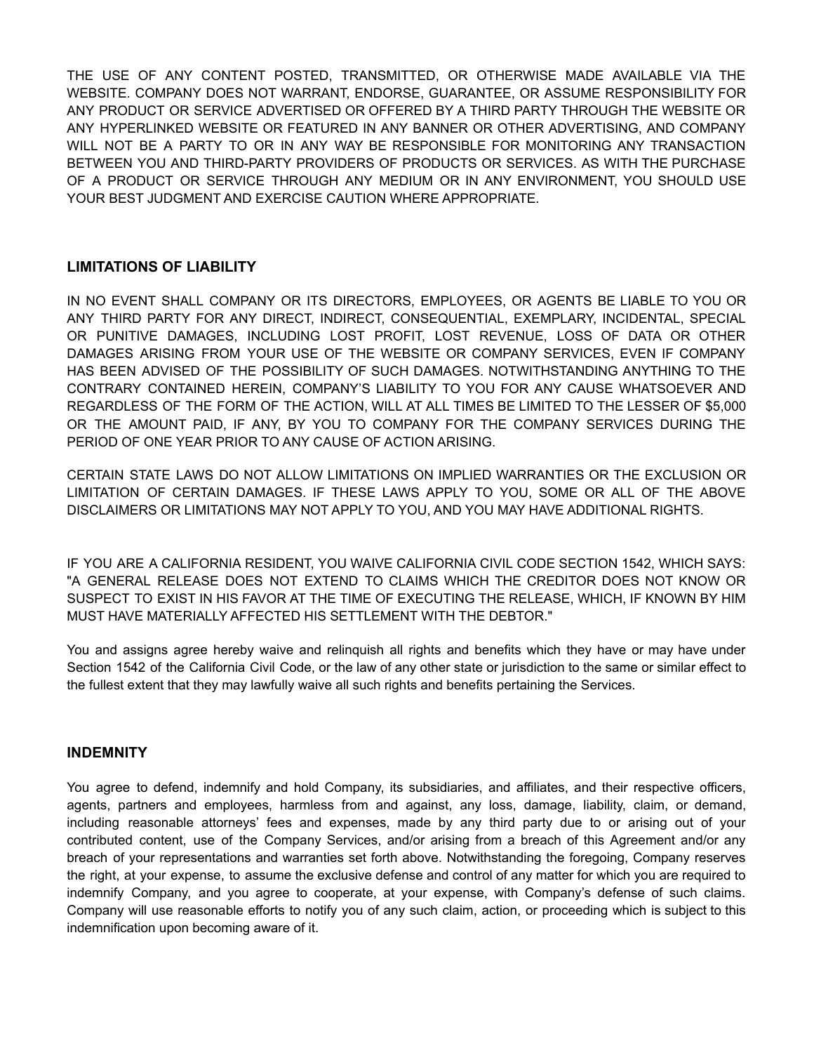THE USE OF ANY CONTENT POSTED, TRANSMITTED, OR OTHERWISE MADE AVAILABLE VIA THE WEBSITE. COMPANY DOES NOT WARRANT, ENDORSE, GUARANTEE, OR ASSUME RESPONSIBILITY FOR ANY PRODUCT OR SERVICE ADVERTISED OR OFFERED BY A THIRD PARTY THROUGH THE WEBSITE OR ANY HYPERLINKED WEBSITE OR FEATURED IN ANY BANNER OR OTHER ADVERTISING, AND COMPANY WILL NOT BE A PARTY TO OR IN ANY WAY BE RESPONSIBLE FOR MONITORING ANY TRANSACTION BETWEEN YOU AND THIRD-PARTY PROVIDERS OF PRODUCTS OR SERVICES. AS WITH THE PURCHASE OF A PRODUCT OR SERVICE THROUGH ANY MEDIUM OR IN ANY ENVIRONMENT, YOU SHOULD USE YOUR BEST JUDGMENT AND EXERCISE CAUTION WHERE APPROPRIATE.

## LIMITATIONS OF LIABILITY

IN NO EVENT SHALL COMPANY OR ITS DIRECTORS, EMPLOYEES, OR AGENTS BE LIABLE TO YOU OR ANY THIRD PARTY FOR ANY DIRECT, INDIRECT, CONSEQUENTIAL, EXEMPLARY, INCIDENTAL, SPECIAL OR PUNITIVE DAMAGES, INCLUDING LOST PROFIT, LOST REVENUE, LOSS OF DATA OR OTHER DAMAGES ARISING FROM YOUR USE OF THE WEBSITE OR COMPANY SERVICES, EVEN IF COMPANY HAS BEEN ADVISED OF THE POSSIBILITY OF SUCH DAMAGES. NOTWITHSTANDING ANYTHING TO THE CONTRARY CONTAINED HEREIN, COMPANY'S LIABILITY TO YOU FOR ANY CAUSE WHATSOEVER AND REGARDLESS OF THE FORM OF THE ACTION, WILL AT ALL TIMES BE LIMITED TO THE LESSER OF $5,000 OR THE AMOUNT PAID, IF ANY, BY YOU TO COMPANY FOR THE COMPANY SERVICES DURING THE PERIOD OF ONE YEAR PRIOR TO ANY CAUSE OF ACTION ARISING.

CERTAIN STATE LAWS DO NOT ALLOW LIMITATIONS ON IMPLIED WARRANTIES OR THE EXCLUSION OR LIMITATION OF CERTAIN DAMAGES. IF THESE LAWS APPLY TO YOU, SOME OR ALL OF THE ABOVE DISCLAIMERS OR LIMITATIONS MAY NOT APPLY TO YOU, AND YOU MAY HAVE ADDITIONAL RIGHTS.

IF YOU ARE A CALIFORNIA RESIDENT, YOU WAIVE CALIFORNIA CIVIL CODE SECTION 1542, WHICH SAYS: "A GENERAL RELEASE DOES NOT EXTEND TO CLAIMS WHICH THE CREDITOR DOES NOT KNOW OR SUSPECT TO EXIST IN HIS FAVOR AT THE TIME OF EXECUTING THE RELEASE, WHICH, IF KNOWN BY HIM MUST HAVE MATERIALLY AFFECTED HIS SETTLEMENT WITH THE DEBTOR."

You and assigns agree hereby waive and relinquish all rights and benefits which they have or may have under Section 1542 of the California Civil Code, or the law of any other state or jurisdiction to the same or similar effect to the fullest extent that they may lawfully waive all such rights and benefits pertaining the Services.

## INDEMNITY

You agree to defend, indemnify and hold Company, its subsidiaries, and affiliates, and their respective officers, agents, partners and employees, harmless from and against, any loss, damage, liability, claim, or demand, including reasonable attorneys' fees and expenses, made by any third party due to or arising out of your contributed content, use of the Company Services, and/or arising from a breach of this Agreement and/or any breach of your representations and warranties set forth above. Notwithstanding the foregoing, Company reserves the right, at your expense, to assume the exclusive defense and control of any matter for which you are required to indemnify Company, and you agree to cooperate, at your expense, with Company's defense of such claims. Company will use reasonable efforts to notify you of any such claim, action, or proceeding which is subject to this indemnification upon becoming aware of it.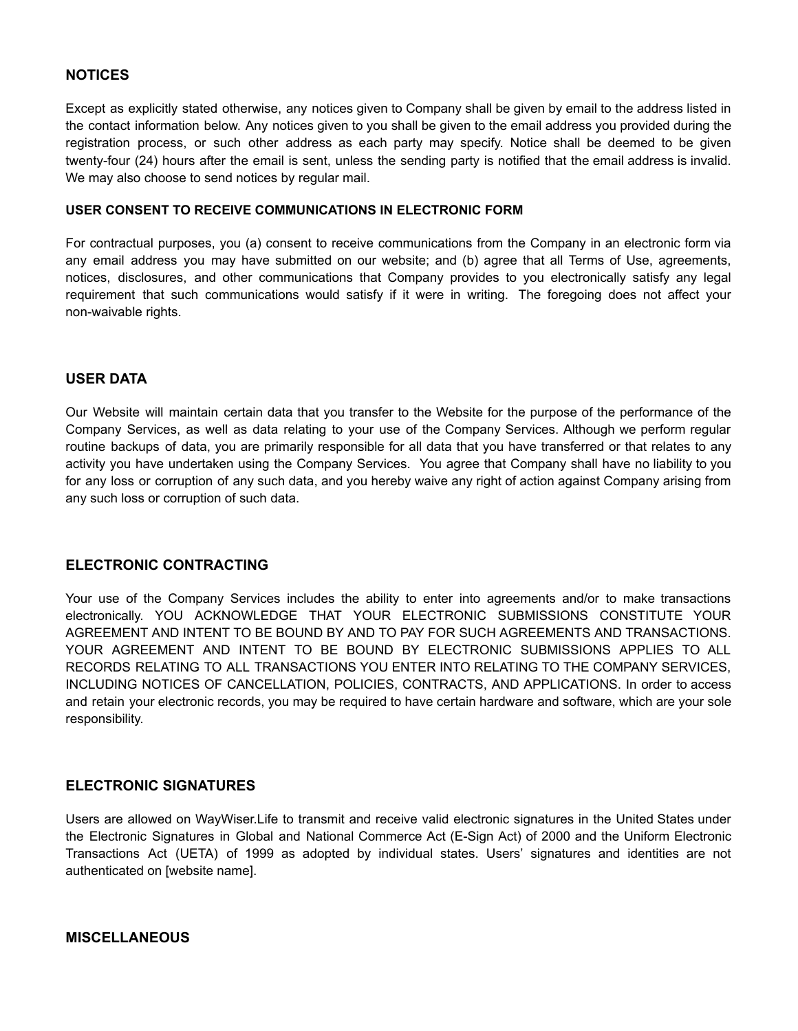## NOTICES

Except as explicitly stated otherwise, any notices given to Company shall be given by email to the address listed in the contact information below. Any notices given to you shall be given to the email address you provided during the registration process, or such other address as each party may specify. Notice shall be deemed to be given twenty-four (24) hours after the email is sent, unless the sending party is notified that the email address is invalid. We may also choose to send notices by regular mail.

### USER CONSENT TO RECEIVE COMMUNICATIONS IN ELECTRONIC FORM

For contractual purposes, you (a) consent to receive communications from the Company in an electronic form via any email address you may have submitted on our website; and (b) agree that all Terms of Use, agreements, notices, disclosures, and other communications that Company provides to you electronically satisfy any legal requirement that such communications would satisfy if it were in writing. The foregoing does not affect your non-waivable rights.

## USER DATA

Our Website will maintain certain data that you transfer to the Website for the purpose of the performance of the Company Services, as well as data relating to your use of the Company Services. Although we perform regular routine backups of data, you are primarily responsible for all data that you have transferred or that relates to any activity you have undertaken using the Company Services. You agree that Company shall have no liability to you for any loss or corruption of any such data, and you hereby waive any right of action against Company arising from any such loss or corruption of such data.

## ELECTRONIC CONTRACTING

Your use of the Company Services includes the ability to enter into agreements and/or to make transactions electronically. YOU ACKNOWLEDGE THAT YOUR ELECTRONIC SUBMISSIONS CONSTITUTE YOUR AGREEMENT AND INTENT TO BE BOUND BY AND TO PAY FOR SUCH AGREEMENTS AND TRANSACTIONS. YOUR AGREEMENT AND INTENT TO BE BOUND BY ELECTRONIC SUBMISSIONS APPLIES TO ALL RECORDS RELATING TO ALL TRANSACTIONS YOU ENTER INTO RELATING TO THE COMPANY SERVICES, INCLUDING NOTICES OF CANCELLATION, POLICIES, CONTRACTS, AND APPLICATIONS. In order to access and retain your electronic records, you may be required to have certain hardware and software, which are your sole responsibility.

## ELECTRONIC SIGNATURES

Users are allowed on WayWiser.Life to transmit and receive valid electronic signatures in the United States under the Electronic Signatures in Global and National Commerce Act (E-Sign Act) of 2000 and the Uniform Electronic Transactions Act (UETA) of 1999 as adopted by individual states. Users' signatures and identities are not authenticated on [website name].

## MISCELLANEOUS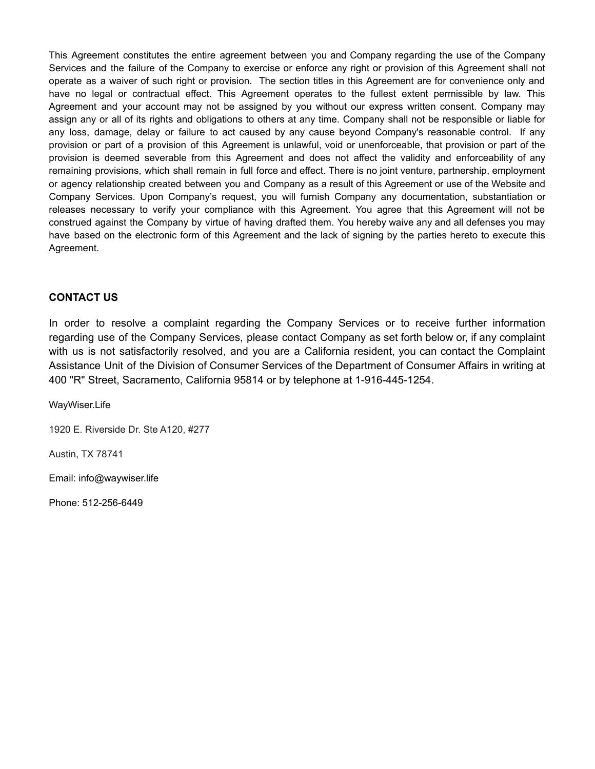This Agreement constitutes the entire agreement between you and Company regarding the use of the Company Services and the failure of the Company to exercise or enforce any right or provision of this Agreement shall not operate as a waiver of such right or provision. The section titles in this Agreement are for convenience only and have no legal or contractual effect. This Agreement operates to the fullest extent permissible by law. This Agreement and your account may not be assigned by you without our express written consent. Company may assign any or all of its rights and obligations to others at any time. Company shall not be responsible or liable for any loss, damage, delay or failure to act caused by any cause beyond Company's reasonable control. If any provision or part of a provision of this Agreement is unlawful, void or unenforceable, that provision or part of the provision is deemed severable from this Agreement and does not affect the validity and enforceability of any remaining provisions, which shall remain in full force and effect. There is no joint venture, partnership, employment or agency relationship created between you and Company as a result of this Agreement or use of the Website and Company Services. Upon Company's request, you will furnish Company any documentation, substantiation or releases necessary to verify your compliance with this Agreement. You agree that this Agreement will not be construed against the Company by virtue of having drafted them. You hereby waive any and all defenses you may have based on the electronic form of this Agreement and the lack of signing by the parties hereto to execute this Agreement.

**CONTACT US**

In order to resolve a complaint regarding the Company Services or to receive further information regarding use of the Company Services, please contact Company as set forth below or, if any complaint with us is not satisfactorily resolved, and you are a California resident, you can contact the Complaint Assistance Unit of the Division of Consumer Services of the Department of Consumer Affairs in writing at 400 "R" Street, Sacramento, California 95814 or by telephone at 1-916-445-1254.

WayWiser.Life

1920 E. Riverside Dr. Ste A120, #277

Austin, TX 78741

Email: info@waywiser.life

Phone: 512-256-6449